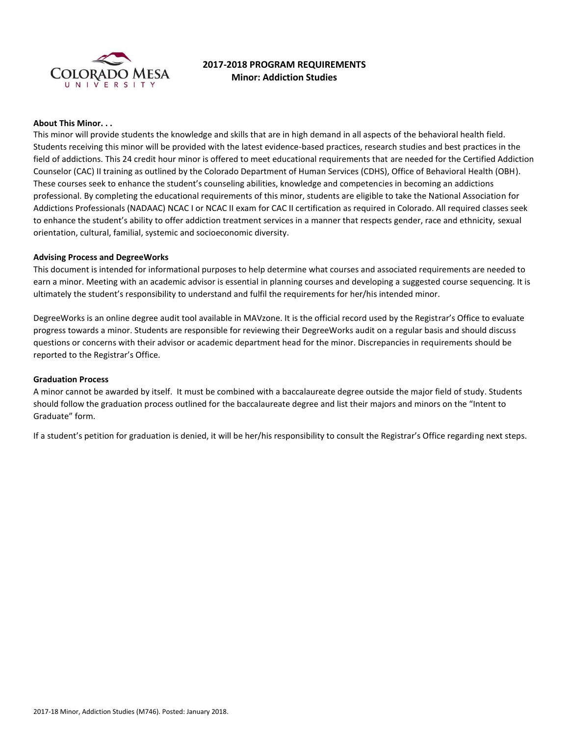# 2017-2018 PROGRAM REQUIREMENTS
## Minor: Addiction Studies

**About This Minor. . .**

This minor will provide students the knowledge and skills that are in high demand in all aspects of the behavioral health field. Students receiving this minor will be provided with the latest evidence-based practices, research studies and best practices in the field of addictions. This 24 credit hour minor is offered to meet educational requirements that are needed for the Certified Addiction Counselor (CAC) II training as outlined by the Colorado Department of Human Services (CDHS), Office of Behavioral Health (OBH). These courses seek to enhance the student's counseling abilities, knowledge and competencies in becoming an addictions professional. By completing the educational requirements of this minor, students are eligible to take the National Association for Addictions Professionals (NADAAC) NCAC I or NCAC II exam for CAC II certification as required in Colorado. All required classes seek to enhance the student's ability to offer addiction treatment services in a manner that respects gender, race and ethnicity, sexual orientation, cultural, familial, systemic and socioeconomic diversity.

**Advising Process and DegreeWorks**

This document is intended for informational purposes to help determine what courses and associated requirements are needed to earn a minor. Meeting with an academic advisor is essential in planning courses and developing a suggested course sequencing. It is ultimately the student's responsibility to understand and fulfil the requirements for her/his intended minor.

DegreeWorks is an online degree audit tool available in MAVzone. It is the official record used by the Registrar's Office to evaluate progress towards a minor. Students are responsible for reviewing their DegreeWorks audit on a regular basis and should discuss questions or concerns with their advisor or academic department head for the minor. Discrepancies in requirements should be reported to the Registrar's Office.

**Graduation Process**

A minor cannot be awarded by itself. It must be combined with a baccalaureate degree outside the major field of study. Students should follow the graduation process outlined for the baccalaureate degree and list their majors and minors on the "Intent to Graduate" form.

If a student's petition for graduation is denied, it will be her/his responsibility to consult the Registrar's Office regarding next steps.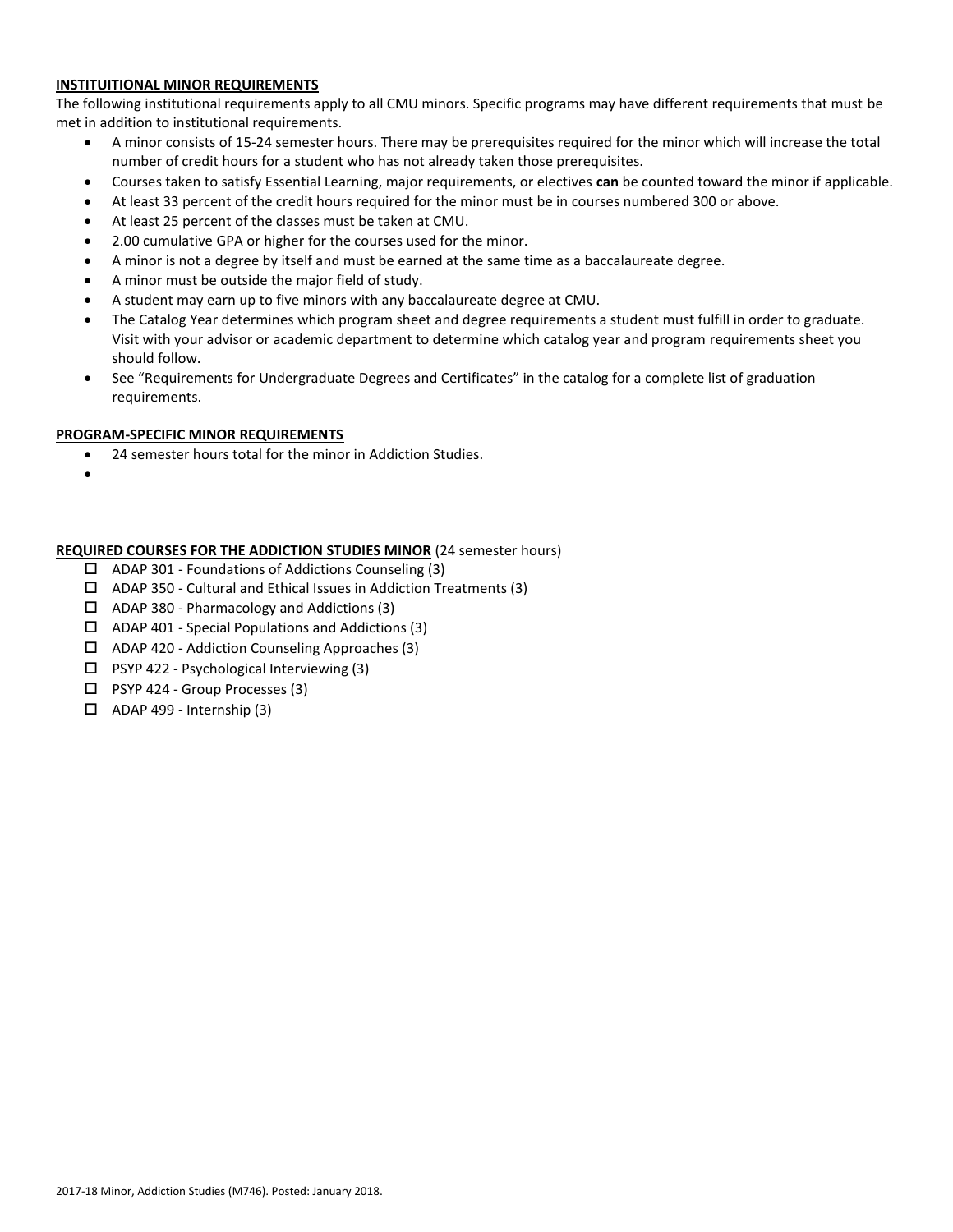**INSTITUITIONAL MINOR REQUIREMENTS**

The following institutional requirements apply to all CMU minors. Specific programs may have different requirements that must be met in addition to institutional requirements.

- A minor consists of 15-24 semester hours. There may be prerequisites required for the minor which will increase the total number of credit hours for a student who has not already taken those prerequisites.
- Courses taken to satisfy Essential Learning, major requirements, or electives **can** be counted toward the minor if applicable.
- At least 33 percent of the credit hours required for the minor must be in courses numbered 300 or above.
- At least 25 percent of the classes must be taken at CMU.
- 2.00 cumulative GPA or higher for the courses used for the minor.
- A minor is not a degree by itself and must be earned at the same time as a baccalaureate degree.
- A minor must be outside the major field of study.
- A student may earn up to five minors with any baccalaureate degree at CMU.
- The Catalog Year determines which program sheet and degree requirements a student must fulfill in order to graduate. Visit with your advisor or academic department to determine which catalog year and program requirements sheet you should follow.
- See "Requirements for Undergraduate Degrees and Certificates" in the catalog for a complete list of graduation requirements.

**PROGRAM-SPECIFIC MINOR REQUIREMENTS**

- 24 semester hours total for the minor in Addiction Studies.
- 

**REQUIRED COURSES FOR THE ADDICTION STUDIES MINOR** (24 semester hours)

- ☐ ADAP 301 - Foundations of Addictions Counseling (3)
- ☐ ADAP 350 - Cultural and Ethical Issues in Addiction Treatments (3)
- ☐ ADAP 380 - Pharmacology and Addictions (3)
- ☐ ADAP 401 - Special Populations and Addictions (3)
- ☐ ADAP 420 - Addiction Counseling Approaches (3)
- ☐ PSYP 422 - Psychological Interviewing (3)
- ☐ PSYP 424 - Group Processes (3)
- ☐ ADAP 499 - Internship (3)

2017-18 Minor, Addiction Studies (M746). Posted: January 2018.